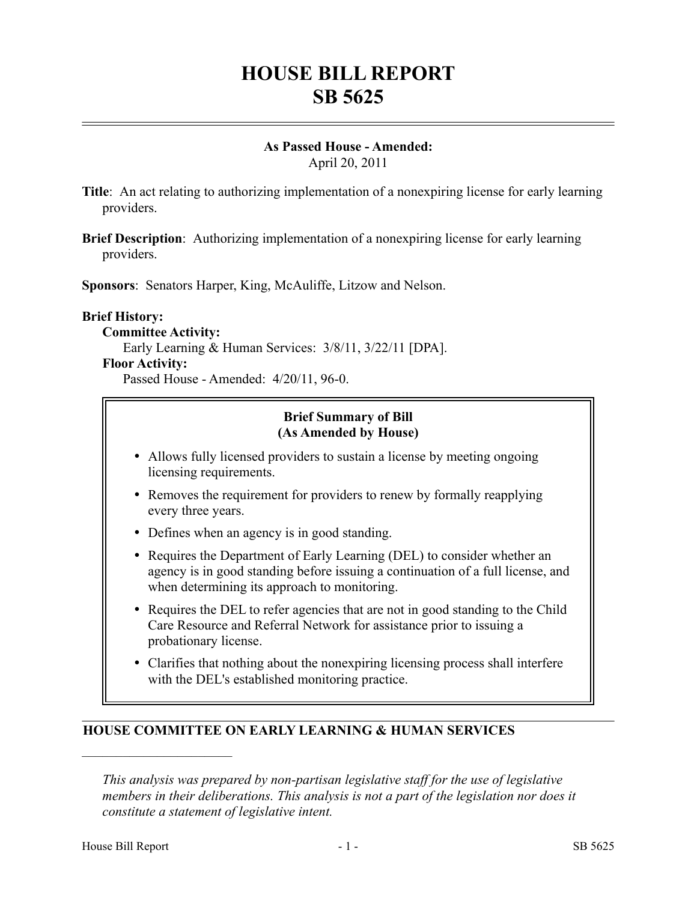# HOUSE BILL REPORT
# SB 5625

**As Passed House - Amended:**
April 20, 2011

**Title**: An act relating to authorizing implementation of a nonexpiring license for early learning providers.

**Brief Description**: Authorizing implementation of a nonexpiring license for early learning providers.

**Sponsors**: Senators Harper, King, McAuliffe, Litzow and Nelson.

**Brief History:**

**Committee Activity:**

Early Learning & Human Services: 3/8/11, 3/22/11 [DPA].

**Floor Activity:**

Passed House - Amended: 4/20/11, 96-0.

**Brief Summary of Bill**
**(As Amended by House)**

- Allows fully licensed providers to sustain a license by meeting ongoing licensing requirements.
- Removes the requirement for providers to renew by formally reapplying every three years.
- Defines when an agency is in good standing.
- Requires the Department of Early Learning (DEL) to consider whether an agency is in good standing before issuing a continuation of a full license, and when determining its approach to monitoring.
- Requires the DEL to refer agencies that are not in good standing to the Child Care Resource and Referral Network for assistance prior to issuing a probationary license.
- Clarifies that nothing about the nonexpiring licensing process shall interfere with the DEL's established monitoring practice.

## HOUSE COMMITTEE ON EARLY LEARNING & HUMAN SERVICES

*This analysis was prepared by non-partisan legislative staff for the use of legislative members in their deliberations. This analysis is not a part of the legislation nor does it constitute a statement of legislative intent.*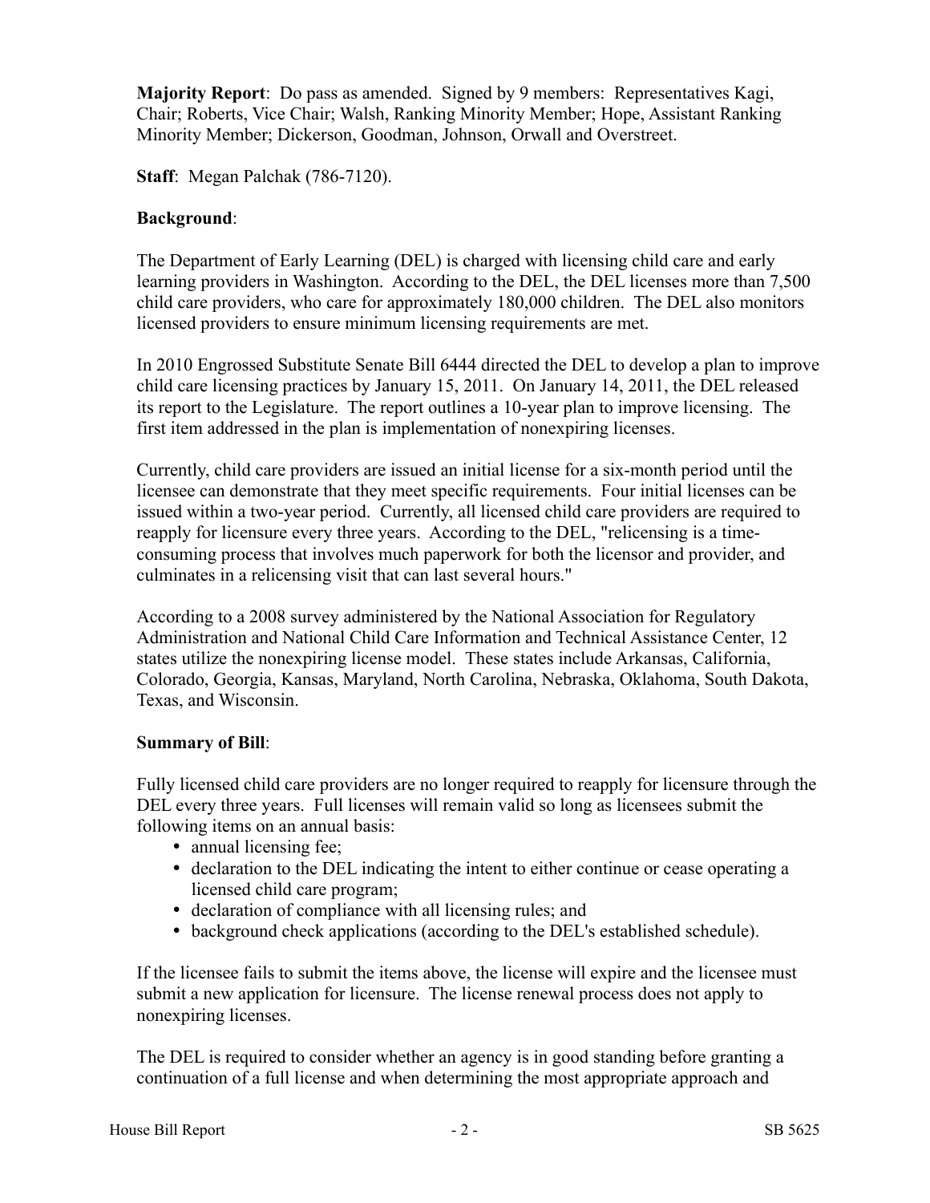**Majority Report**: Do pass as amended. Signed by 9 members: Representatives Kagi, Chair; Roberts, Vice Chair; Walsh, Ranking Minority Member; Hope, Assistant Ranking Minority Member; Dickerson, Goodman, Johnson, Orwall and Overstreet.

**Staff**: Megan Palchak (786-7120).

**Background**:

The Department of Early Learning (DEL) is charged with licensing child care and early learning providers in Washington. According to the DEL, the DEL licenses more than 7,500 child care providers, who care for approximately 180,000 children. The DEL also monitors licensed providers to ensure minimum licensing requirements are met.

In 2010 Engrossed Substitute Senate Bill 6444 directed the DEL to develop a plan to improve child care licensing practices by January 15, 2011. On January 14, 2011, the DEL released its report to the Legislature. The report outlines a 10-year plan to improve licensing. The first item addressed in the plan is implementation of nonexpiring licenses.

Currently, child care providers are issued an initial license for a six-month period until the licensee can demonstrate that they meet specific requirements. Four initial licenses can be issued within a two-year period. Currently, all licensed child care providers are required to reapply for licensure every three years. According to the DEL, "relicensing is a time-consuming process that involves much paperwork for both the licensor and provider, and culminates in a relicensing visit that can last several hours."

According to a 2008 survey administered by the National Association for Regulatory Administration and National Child Care Information and Technical Assistance Center, 12 states utilize the nonexpiring license model. These states include Arkansas, California, Colorado, Georgia, Kansas, Maryland, North Carolina, Nebraska, Oklahoma, South Dakota, Texas, and Wisconsin.

**Summary of Bill**:

Fully licensed child care providers are no longer required to reapply for licensure through the DEL every three years. Full licenses will remain valid so long as licensees submit the following items on an annual basis:

- annual licensing fee;
- declaration to the DEL indicating the intent to either continue or cease operating a licensed child care program;
- declaration of compliance with all licensing rules; and
- background check applications (according to the DEL's established schedule).

If the licensee fails to submit the items above, the license will expire and the licensee must submit a new application for licensure. The license renewal process does not apply to nonexpiring licenses.

The DEL is required to consider whether an agency is in good standing before granting a continuation of a full license and when determining the most appropriate approach and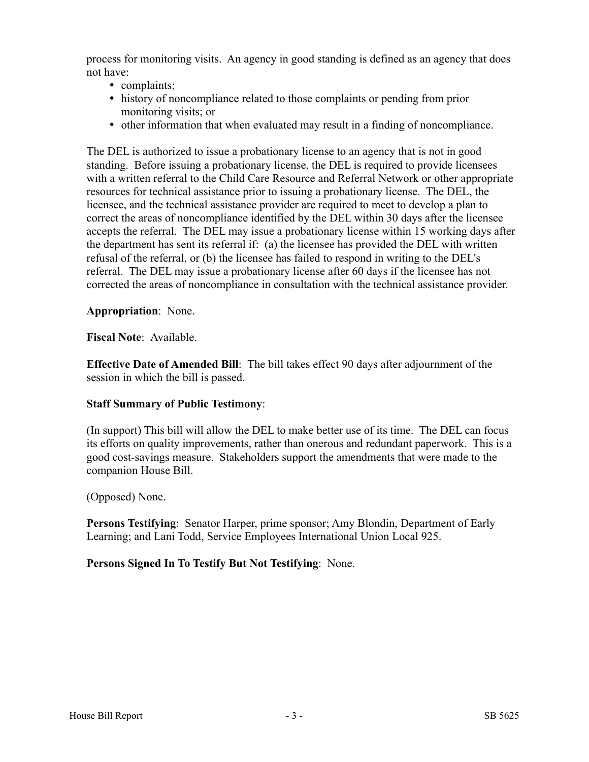process for monitoring visits. An agency in good standing is defined as an agency that does not have:

- complaints;
- history of noncompliance related to those complaints or pending from prior monitoring visits; or
- other information that when evaluated may result in a finding of noncompliance.

The DEL is authorized to issue a probationary license to an agency that is not in good standing. Before issuing a probationary license, the DEL is required to provide licensees with a written referral to the Child Care Resource and Referral Network or other appropriate resources for technical assistance prior to issuing a probationary license. The DEL, the licensee, and the technical assistance provider are required to meet to develop a plan to correct the areas of noncompliance identified by the DEL within 30 days after the licensee accepts the referral. The DEL may issue a probationary license within 15 working days after the department has sent its referral if: (a) the licensee has provided the DEL with written refusal of the referral, or (b) the licensee has failed to respond in writing to the DEL's referral. The DEL may issue a probationary license after 60 days if the licensee has not corrected the areas of noncompliance in consultation with the technical assistance provider.

**Appropriation**: None.

**Fiscal Note**: Available.

**Effective Date of Amended Bill**: The bill takes effect 90 days after adjournment of the session in which the bill is passed.

**Staff Summary of Public Testimony**:

(In support) This bill will allow the DEL to make better use of its time. The DEL can focus its efforts on quality improvements, rather than onerous and redundant paperwork. This is a good cost-savings measure. Stakeholders support the amendments that were made to the companion House Bill.

(Opposed) None.

**Persons Testifying**: Senator Harper, prime sponsor; Amy Blondin, Department of Early Learning; and Lani Todd, Service Employees International Union Local 925.

**Persons Signed In To Testify But Not Testifying**: None.